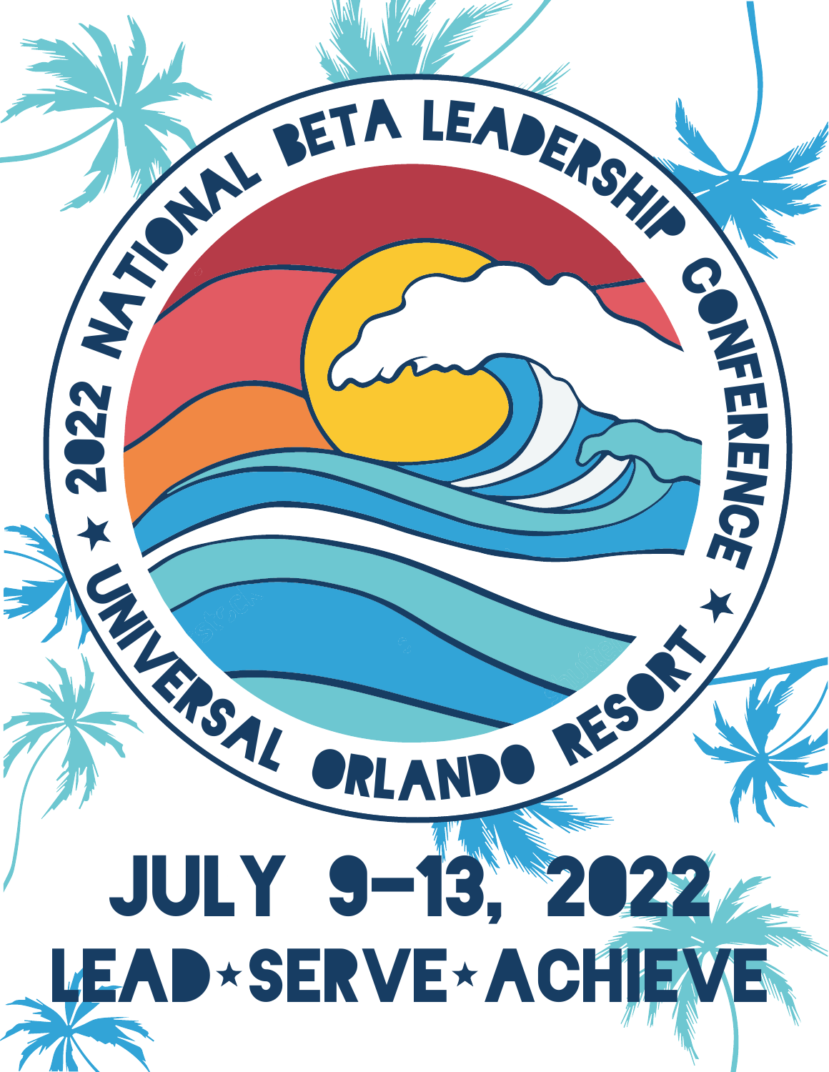# 2022 National Beta Leadership Conference

★ Universal Orlando Resort ★

## July 9-13, 2022

## Lead ★ Serve ★ Achieve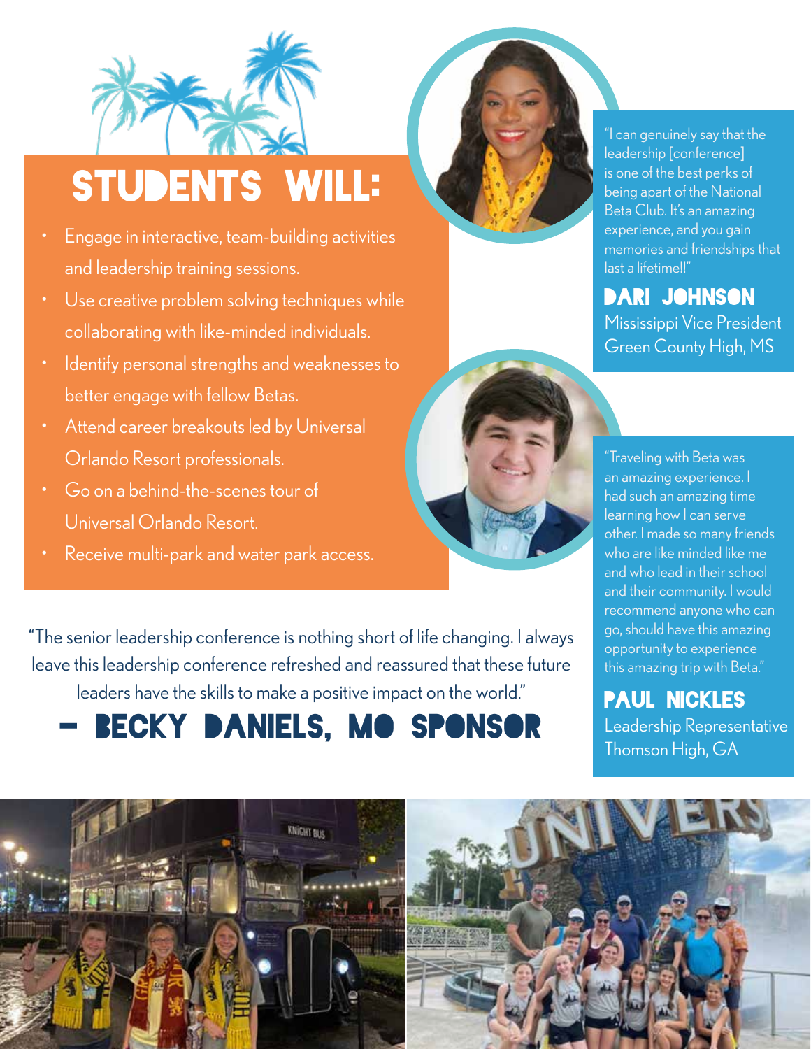# STUDENTS WILL:

- Engage in interactive, team-building activities and leadership training sessions.
- Use creative problem solving techniques while collaborating with like-minded individuals.
- Identify personal strengths and weaknesses to better engage with fellow Betas.
- Attend career breakouts led by Universal Orlando Resort professionals.
- Go on a behind-the-scenes tour of Universal Orlando Resort.
- Receive multi-park and water park access.

"I can genuinely say that the leadership [conference] is one of the best perks of being apart of the National Beta Club. It's an amazing experience, and you gain memories and friendships that last a lifetime!!"

**DARI JOHNSON**
Mississippi Vice President
Green County High, MS

"Traveling with Beta was an amazing experience. I had such an amazing time learning how I can serve other. I made so many friends who are like minded like me and who lead in their school and their community. I would recommend anyone who can go, should have this amazing opportunity to experience this amazing trip with Beta."

**PAUL NICKLES**
Leadership Representative
Thomson High, GA

"The senior leadership conference is nothing short of life changing. I always leave this leadership conference refreshed and reassured that these future leaders have the skills to make a positive impact on the world."

**– BECKY DANIELS, MO SPONSOR**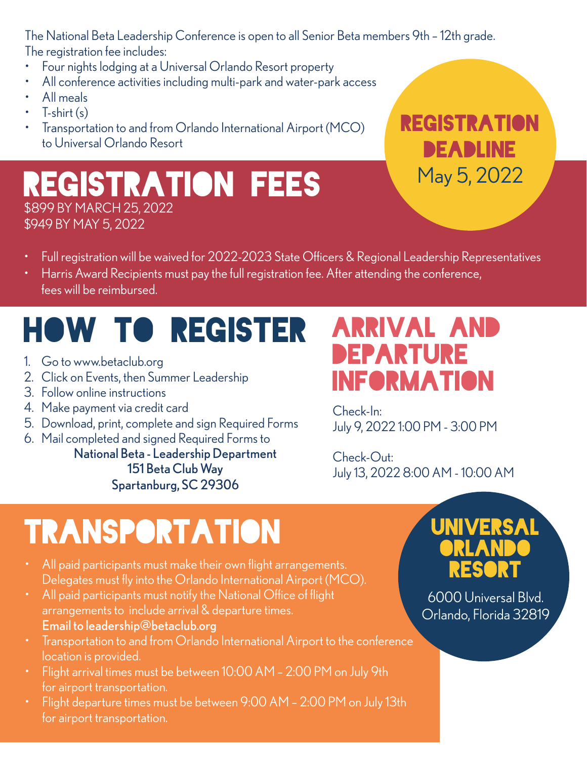The National Beta Leadership Conference is open to all Senior Beta members 9th – 12th grade.
The registration fee includes:

- Four nights lodging at a Universal Orlando Resort property
- All conference activities including multi-park and water-park access
- All meals
- T-shirt (s)
- Transportation to and from Orlando International Airport (MCO) to Universal Orlando Resort

## REGISTRATION DEADLINE

May 5, 2022

## REGISTRATION FEES

$899 BY MARCH 25, 2022
$949 BY MAY 5, 2022

- Full registration will be waived for 2022-2023 State Officers & Regional Leadership Representatives
- Harris Award Recipients must pay the full registration fee. After attending the conference, fees will be reimbursed.

## HOW TO REGISTER

1. Go to www.betaclub.org
2. Click on Events, then Summer Leadership
3. Follow online instructions
4. Make payment via credit card
5. Download, print, complete and sign Required Forms
6. Mail completed and signed Required Forms to

**National Beta - Leadership Department**
**151 Beta Club Way**
**Spartanburg, SC 29306**

## ARRIVAL AND DEPARTURE INFORMATION

Check-In:
July 9, 2022 1:00 PM - 3:00 PM

Check-Out:
July 13, 2022 8:00 AM - 10:00 AM

## TRANSPORTATION

- All paid participants must make their own flight arrangements. Delegates must fly into the Orlando International Airport (MCO).
- All paid participants must notify the National Office of flight arrangements to include arrival & departure times. **Email to leadership@betaclub.org**
- Transportation to and from Orlando International Airport to the conference location is provided.
- Flight arrival times must be between 10:00 AM – 2:00 PM on July 9th for airport transportation.
- Flight departure times must be between 9:00 AM – 2:00 PM on July 13th for airport transportation.

## UNIVERSAL ORLANDO RESORT

6000 Universal Blvd.
Orlando, Florida 32819